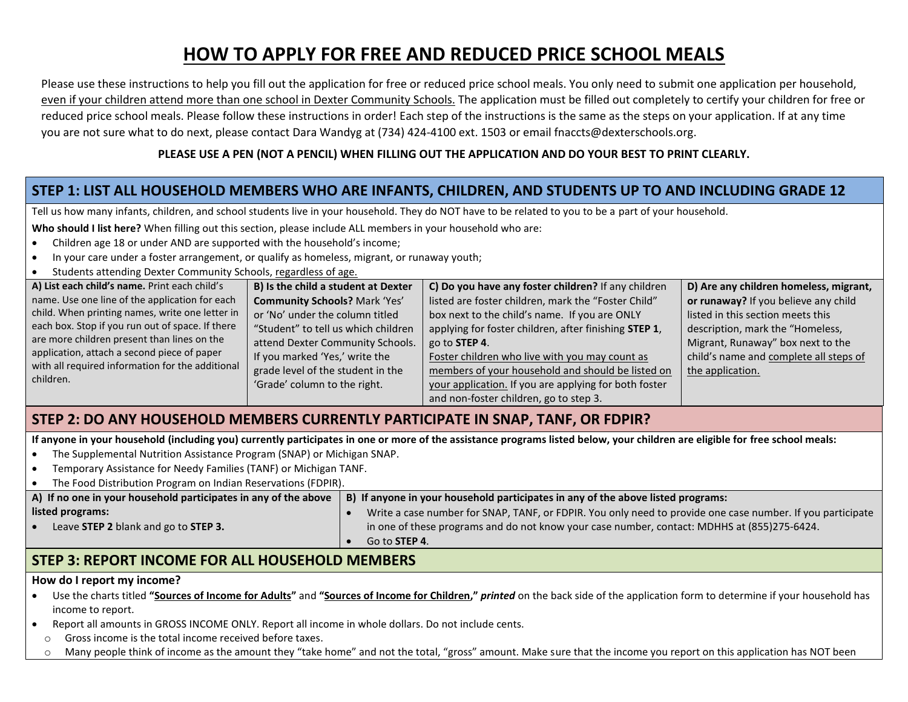# HOW TO APPLY FOR FREE AND REDUCED PRICE SCHOOL MEALS

Please use these instructions to help you fill out the application for free or reduced price school meals. You only need to submit one application per household, even if your children attend more than one school in Dexter Community Schools. The application must be filled out completely to certify your children for free or reduced price school meals. Please follow these instructions in order! Each step of the instructions is the same as the steps on your application. If at any time you are not sure what to do next, please contact Dara Wandyg at (734) 424-4100 ext. 1503 or email fnaccts@dexterschools.org.

**PLEASE USE A PEN (NOT A PENCIL) WHEN FILLING OUT THE APPLICATION AND DO YOUR BEST TO PRINT CLEARLY.**

## STEP 1: LIST ALL HOUSEHOLD MEMBERS WHO ARE INFANTS, CHILDREN, AND STUDENTS UP TO AND INCLUDING GRADE 12

Tell us how many infants, children, and school students live in your household. They do NOT have to be related to you to be a part of your household.

**Who should I list here?** When filling out this section, please include ALL members in your household who are:

- Children age 18 or under AND are supported with the household's income;
- In your care under a foster arrangement, or qualify as homeless, migrant, or runaway youth;
- Students attending Dexter Community Schools, regardless of age.

| **A) List each child's name.** Print each child's name. Use one line of the application for each child. When printing names, write one letter in each box. Stop if you run out of space. If there are more children present than lines on the application, attach a second piece of paper with all required information for the additional children. | **B) Is the child a student at Dexter Community Schools?** Mark 'Yes' or 'No' under the column titled "Student" to tell us which children attend Dexter Community Schools. If you marked 'Yes,' write the grade level of the student in the 'Grade' column to the right. | **C) Do you have any foster children?** If any children listed are foster children, mark the "Foster Child" box next to the child's name. If you are ONLY applying for foster children, after finishing **STEP 1**, go to **STEP 4**. Foster children who live with you may count as members of your household and should be listed on your application. If you are applying for both foster and non-foster children, go to step 3. | **D) Are any children homeless, migrant, or runaway?** If you believe any child listed in this section meets this description, mark the "Homeless, Migrant, Runaway" box next to the child's name and complete all steps of the application. |
|---|---|---|---|

## STEP 2: DO ANY HOUSEHOLD MEMBERS CURRENTLY PARTICIPATE IN SNAP, TANF, OR FDPIR?

**If anyone in your household (including you) currently participates in one or more of the assistance programs listed below, your children are eligible for free school meals:**

- The Supplemental Nutrition Assistance Program (SNAP) or Michigan SNAP.
- Temporary Assistance for Needy Families (TANF) or Michigan TANF.
- The Food Distribution Program on Indian Reservations (FDPIR).

| **A) If no one in your household participates in any of the above listed programs:** | **B) If anyone in your household participates in any of the above listed programs:** |
|---|---|
| • Leave **STEP 2** blank and go to **STEP 3.** | • Write a case number for SNAP, TANF, or FDPIR. You only need to provide one case number. If you participate in one of these programs and do not know your case number, contact: MDHHS at (855)275-6424.<br>• Go to **STEP 4**. |

## STEP 3: REPORT INCOME FOR ALL HOUSEHOLD MEMBERS

**How do I report my income?**

- Use the charts titled **"Sources of Income for Adults"** and **"Sources of Income for Children,"** ***printed*** on the back side of the application form to determine if your household has income to report.
- Report all amounts in GROSS INCOME ONLY. Report all income in whole dollars. Do not include cents.
  - Gross income is the total income received before taxes.
  - Many people think of income as the amount they "take home" and not the total, "gross" amount. Make sure that the income you report on this application has NOT been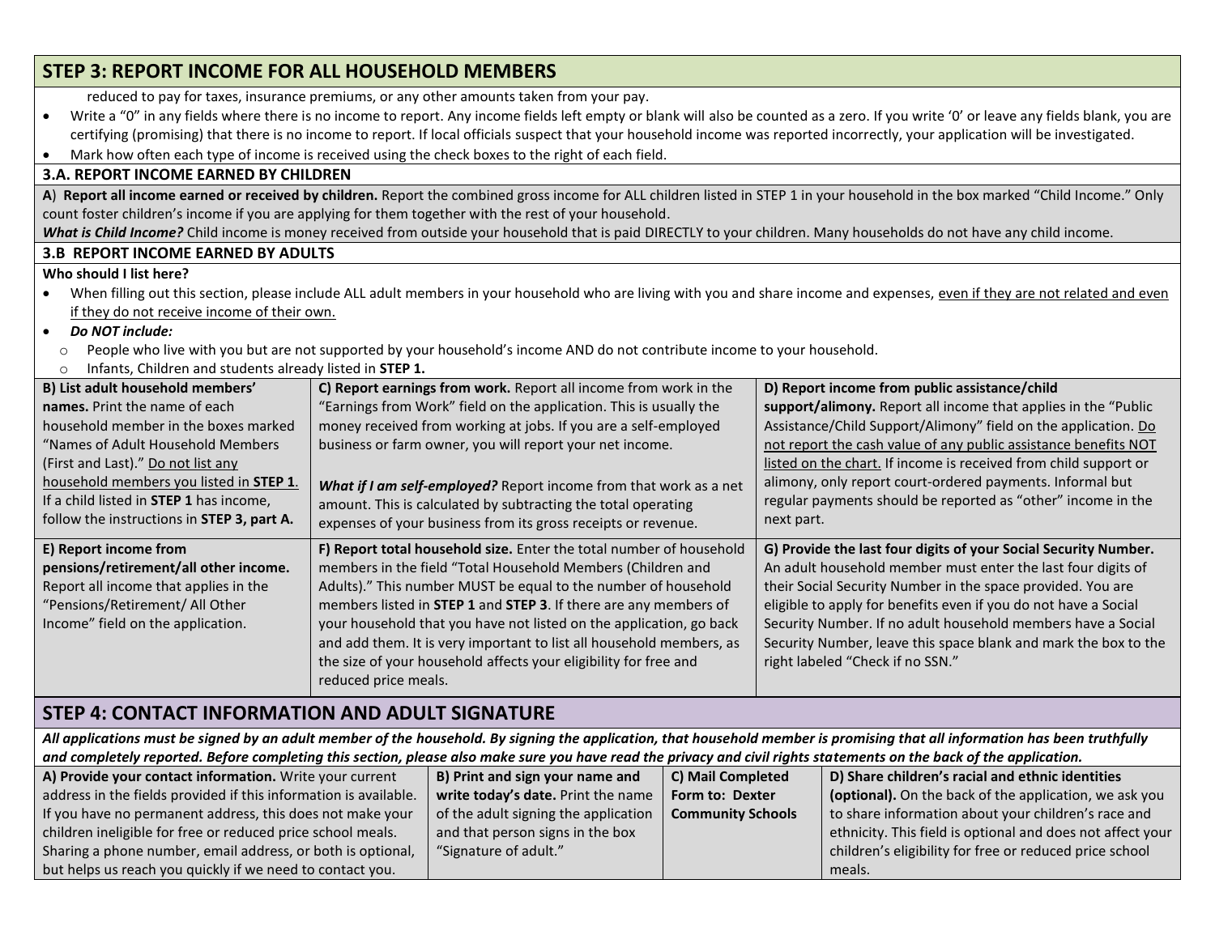## STEP 3: REPORT INCOME FOR ALL HOUSEHOLD MEMBERS

reduced to pay for taxes, insurance premiums, or any other amounts taken from your pay.

- Write a "0" in any fields where there is no income to report. Any income fields left empty or blank will also be counted as a zero. If you write '0' or leave any fields blank, you are certifying (promising) that there is no income to report. If local officials suspect that your household income was reported incorrectly, your application will be investigated.
- Mark how often each type of income is received using the check boxes to the right of each field.

### 3.A. REPORT INCOME EARNED BY CHILDREN

**A**) **Report all income earned or received by children.** Report the combined gross income for ALL children listed in STEP 1 in your household in the box marked "Child Income." Only count foster children's income if you are applying for them together with the rest of your household.

***What is Child Income?*** Child income is money received from outside your household that is paid DIRECTLY to your children. Many households do not have any child income.

### 3.B REPORT INCOME EARNED BY ADULTS

**Who should I list here?**

- When filling out this section, please include ALL adult members in your household who are living with you and share income and expenses, even if they are not related and even if they do not receive income of their own.
- ***Do NOT include:***
  - People who live with you but are not supported by your household's income AND do not contribute income to your household.
  - Infants, Children and students already listed in **STEP 1.**

| | | |
|---|---|---|
| **B) List adult household members' names.** Print the name of each household member in the boxes marked "Names of Adult Household Members (First and Last)." Do not list any household members you listed in **STEP 1**. If a child listed in **STEP 1** has income, follow the instructions in **STEP 3, part A.** | **C) Report earnings from work.** Report all income from work in the "Earnings from Work" field on the application. This is usually the money received from working at jobs. If you are a self-employed business or farm owner, you will report your net income.<br><br>***What if I am self-employed?*** Report income from that work as a net amount. This is calculated by subtracting the total operating expenses of your business from its gross receipts or revenue. | **D) Report income from public assistance/child support/alimony.** Report all income that applies in the "Public Assistance/Child Support/Alimony" field on the application. Do not report the cash value of any public assistance benefits NOT listed on the chart. If income is received from child support or alimony, only report court-ordered payments. Informal but regular payments should be reported as "other" income in the next part. |
| **E) Report income from pensions/retirement/all other income.** Report all income that applies in the "Pensions/Retirement/ All Other Income" field on the application. | **F) Report total household size.** Enter the total number of household members in the field "Total Household Members (Children and Adults)." This number MUST be equal to the number of household members listed in **STEP 1** and **STEP 3**. If there are any members of your household that you have not listed on the application, go back and add them. It is very important to list all household members, as the size of your household affects your eligibility for free and reduced price meals. | **G) Provide the last four digits of your Social Security Number.** An adult household member must enter the last four digits of their Social Security Number in the space provided. You are eligible to apply for benefits even if you do not have a Social Security Number. If no adult household members have a Social Security Number, leave this space blank and mark the box to the right labeled "Check if no SSN." |

## STEP 4: CONTACT INFORMATION AND ADULT SIGNATURE

***All applications must be signed by an adult member of the household. By signing the application, that household member is promising that all information has been truthfully and completely reported. Before completing this section, please also make sure you have read the privacy and civil rights statements on the back of the application.***

| | | | |
|---|---|---|---|
| **A) Provide your contact information.** Write your current address in the fields provided if this information is available. If you have no permanent address, this does not make your children ineligible for free or reduced price school meals. Sharing a phone number, email address, or both is optional, but helps us reach you quickly if we need to contact you. | **B) Print and sign your name and write today's date.** Print the name of the adult signing the application and that person signs in the box "Signature of adult." | **C) Mail Completed Form to: Dexter Community Schools** | **D) Share children's racial and ethnic identities (optional).** On the back of the application, we ask you to share information about your children's race and ethnicity. This field is optional and does not affect your children's eligibility for free or reduced price school meals. |